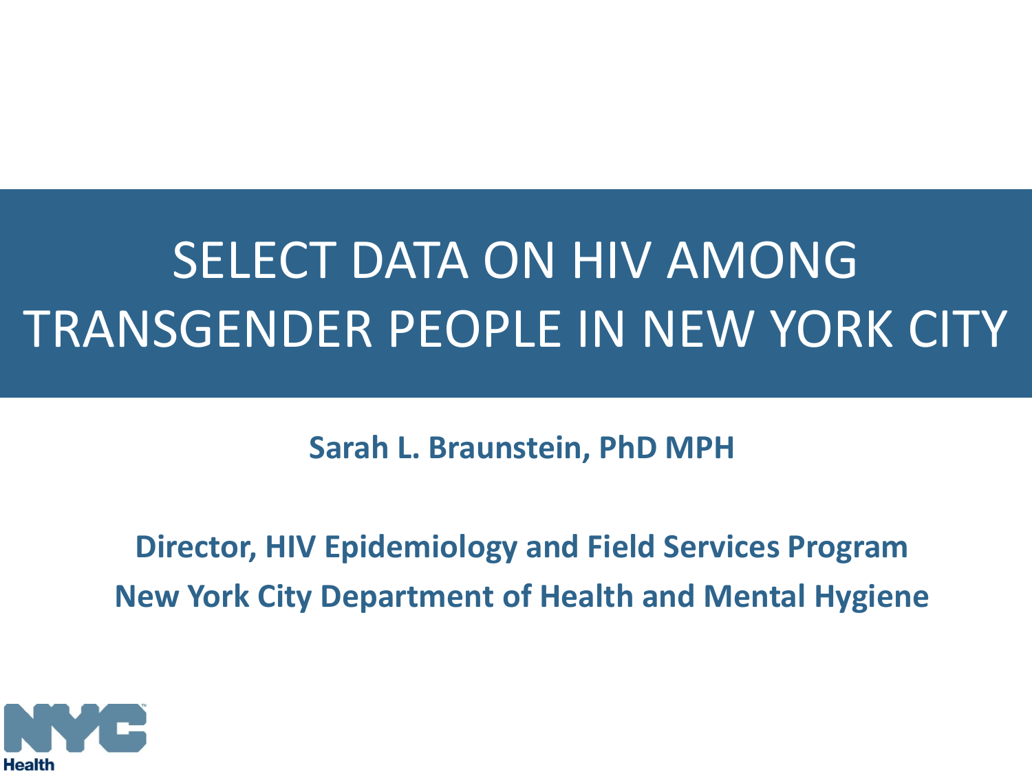# SELECT DATA ON HIV AMONG TRANSGENDER PEOPLE IN NEW YORK CITY

**Sarah L. Braunstein, PhD MPH**

**Director, HIV Epidemiology and Field Services Program**
**New York City Department of Health and Mental Hygiene**

NYC Health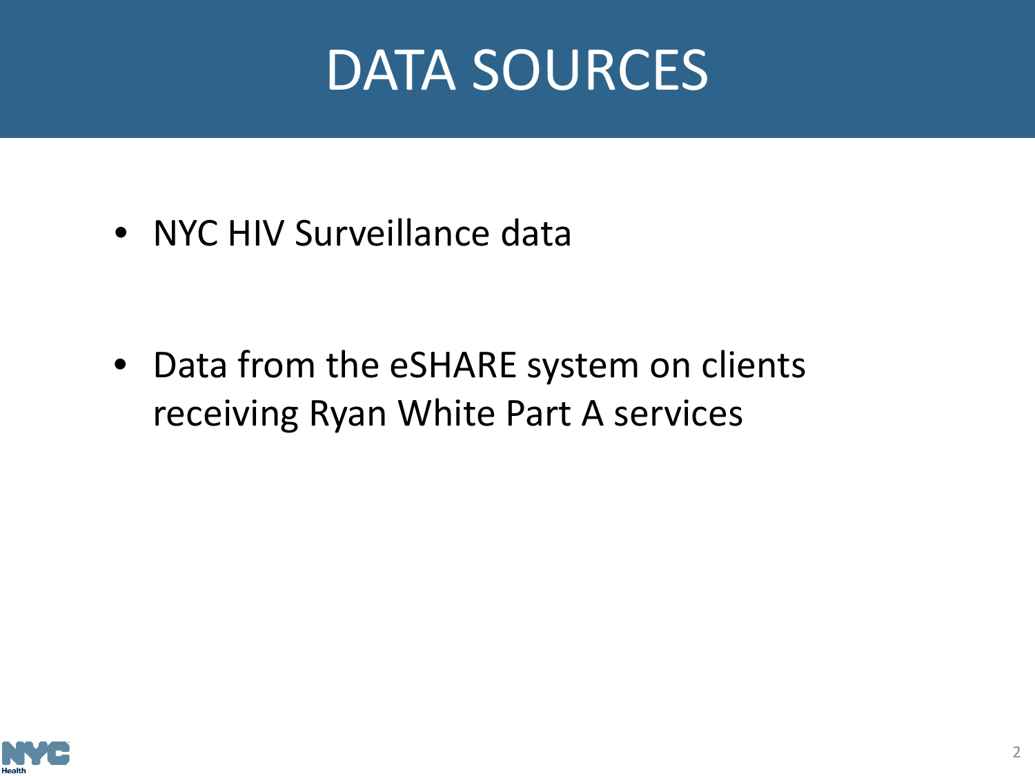# DATA SOURCES

- NYC HIV Surveillance data
- Data from the eSHARE system on clients receiving Ryan White Part A services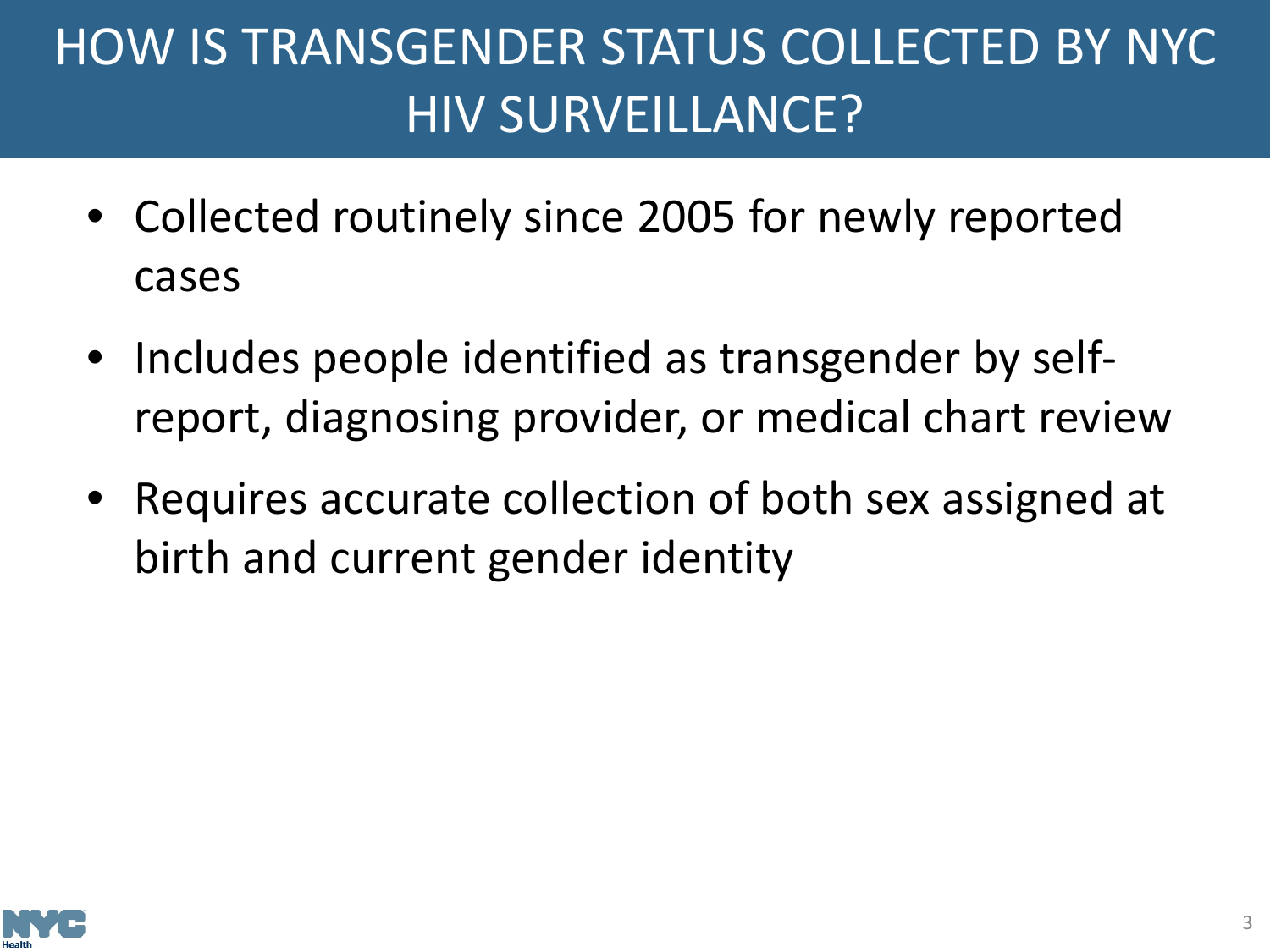# HOW IS TRANSGENDER STATUS COLLECTED BY NYC HIV SURVEILLANCE?

- Collected routinely since 2005 for newly reported cases
- Includes people identified as transgender by self-report, diagnosing provider, or medical chart review
- Requires accurate collection of both sex assigned at birth and current gender identity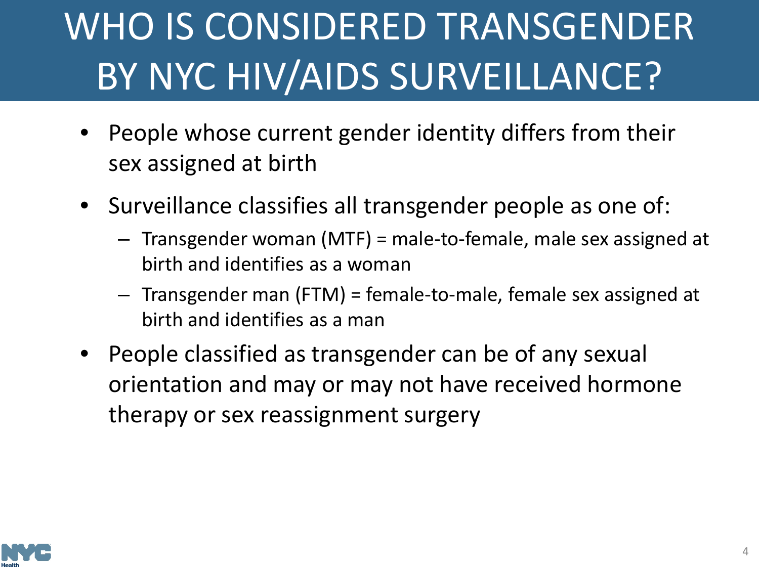# WHO IS CONSIDERED TRANSGENDER BY NYC HIV/AIDS SURVEILLANCE?

- People whose current gender identity differs from their sex assigned at birth
- Surveillance classifies all transgender people as one of:
  - Transgender woman (MTF) = male-to-female, male sex assigned at birth and identifies as a woman
  - Transgender man (FTM) = female-to-male, female sex assigned at birth and identifies as a man
- People classified as transgender can be of any sexual orientation and may or may not have received hormone therapy or sex reassignment surgery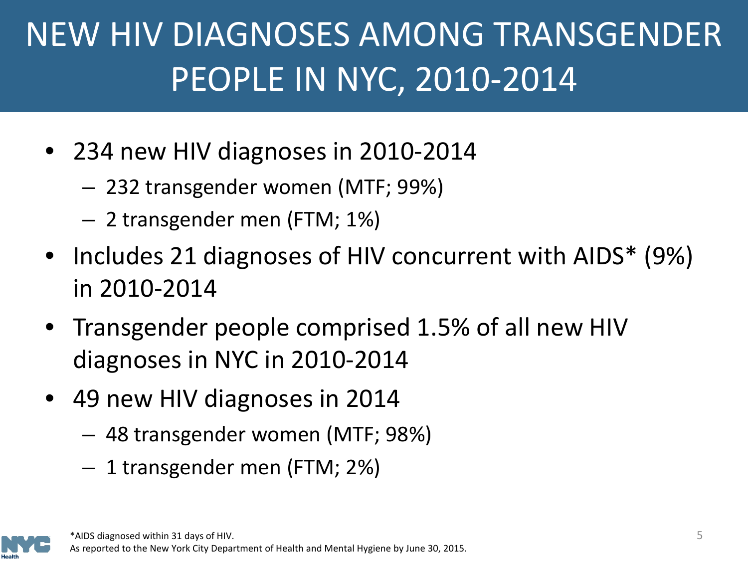# NEW HIV DIAGNOSES AMONG TRANSGENDER PEOPLE IN NYC, 2010-2014

- 234 new HIV diagnoses in 2010-2014
  - 232 transgender women (MTF; 99%)
  - 2 transgender men (FTM; 1%)
- Includes 21 diagnoses of HIV concurrent with AIDS* (9%) in 2010-2014
- Transgender people comprised 1.5% of all new HIV diagnoses in NYC in 2010-2014
- 49 new HIV diagnoses in 2014
  - 48 transgender women (MTF; 98%)
  - 1 transgender men (FTM; 2%)

*AIDS diagnosed within 31 days of HIV.
As reported to the New York City Department of Health and Mental Hygiene by June 30, 2015.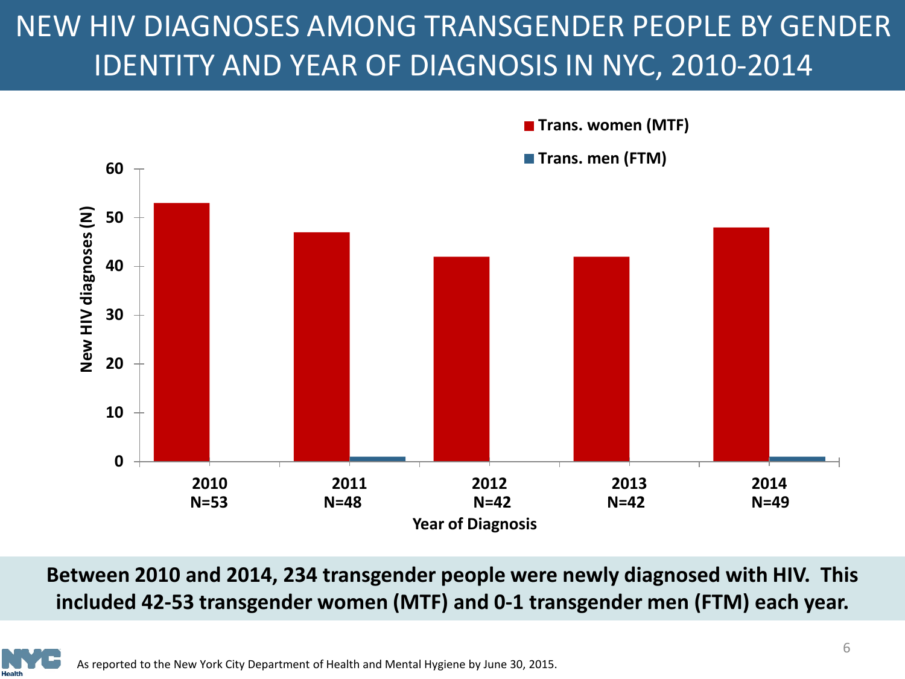# NEW HIV DIAGNOSES AMONG TRANSGENDER PEOPLE BY GENDER IDENTITY AND YEAR OF DIAGNOSIS IN NYC, 2010-2014

| Year of Diagnosis | Trans. women (MTF) | Trans. men (FTM) |
|---|---|---|
| 2010 N=53 | 53 | 0 |
| 2011 N=48 | 47 | 1 |
| 2012 N=42 | 42 | 0 |
| 2013 N=42 | 42 | 0 |
| 2014 N=49 | 48 | 1 |

**Between 2010 and 2014, 234 transgender people were newly diagnosed with HIV. This included 42-53 transgender women (MTF) and 0-1 transgender men (FTM) each year.**

As reported to the New York City Department of Health and Mental Hygiene by June 30, 2015.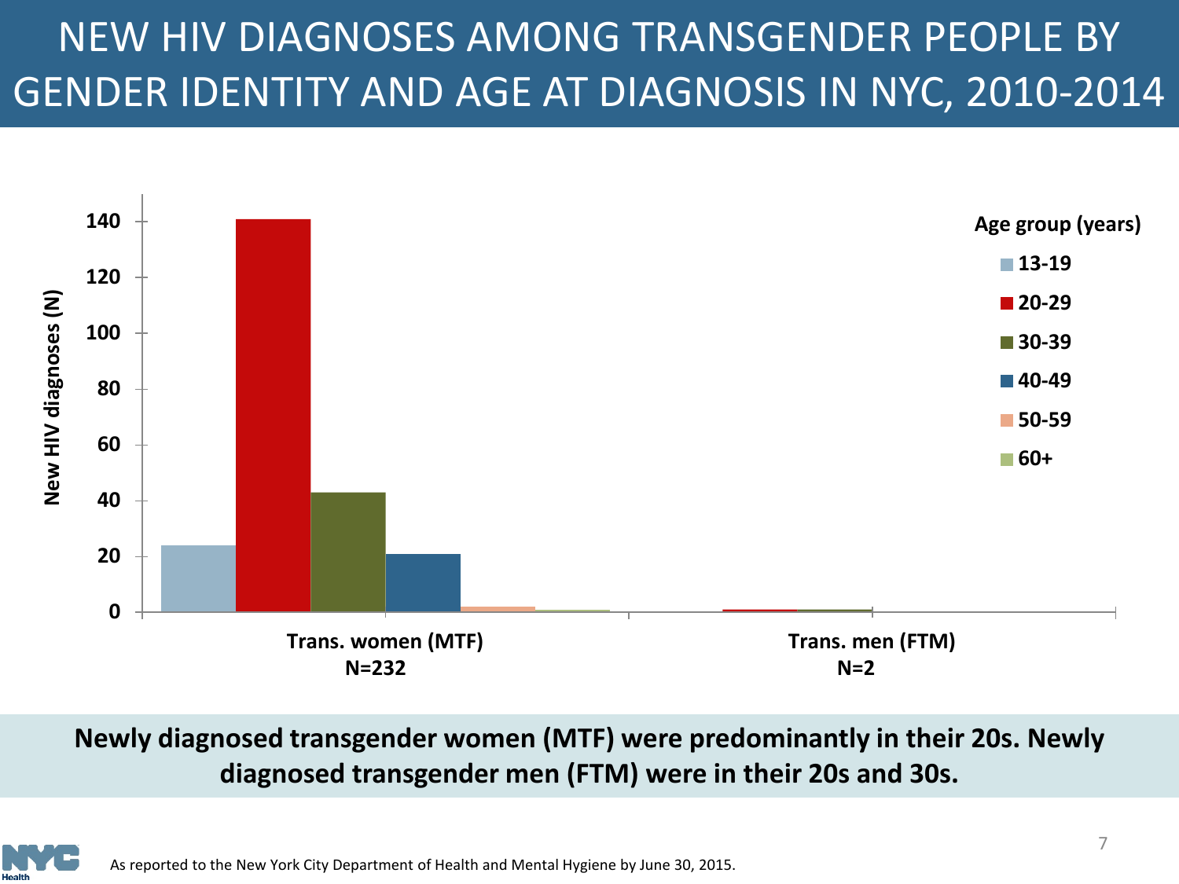# NEW HIV DIAGNOSES AMONG TRANSGENDER PEOPLE BY GENDER IDENTITY AND AGE AT DIAGNOSIS IN NYC, 2010-2014

New HIV diagnoses (N)

Age group (years): 13-19, 20-29, 30-39, 40-49, 50-59, 60+

**Trans. women (MTF)**
**N=232**

**Trans. men (FTM)**
**N=2**

**Newly diagnosed transgender women (MTF) were predominantly in their 20s. Newly diagnosed transgender men (FTM) were in their 20s and 30s.**

As reported to the New York City Department of Health and Mental Hygiene by June 30, 2015.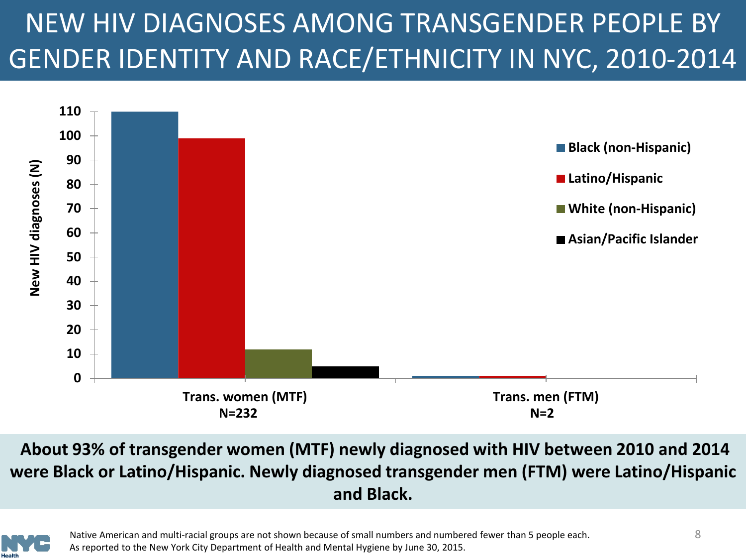# NEW HIV DIAGNOSES AMONG TRANSGENDER PEOPLE BY GENDER IDENTITY AND RACE/ETHNICITY IN NYC, 2010-2014

New HIV diagnoses (N)

| | Black (non-Hispanic) | Latino/Hispanic | White (non-Hispanic) | Asian/Pacific Islander |
|---|---|---|---|---|
| Trans. women (MTF) N=232 | 110 | 99 | 12 | 5 |
| Trans. men (FTM) N=2 | 1 | 1 | | |

**About 93% of transgender women (MTF) newly diagnosed with HIV between 2010 and 2014 were Black or Latino/Hispanic. Newly diagnosed transgender men (FTM) were Latino/Hispanic and Black.**

Native American and multi-racial groups are not shown because of small numbers and numbered fewer than 5 people each.
As reported to the New York City Department of Health and Mental Hygiene by June 30, 2015.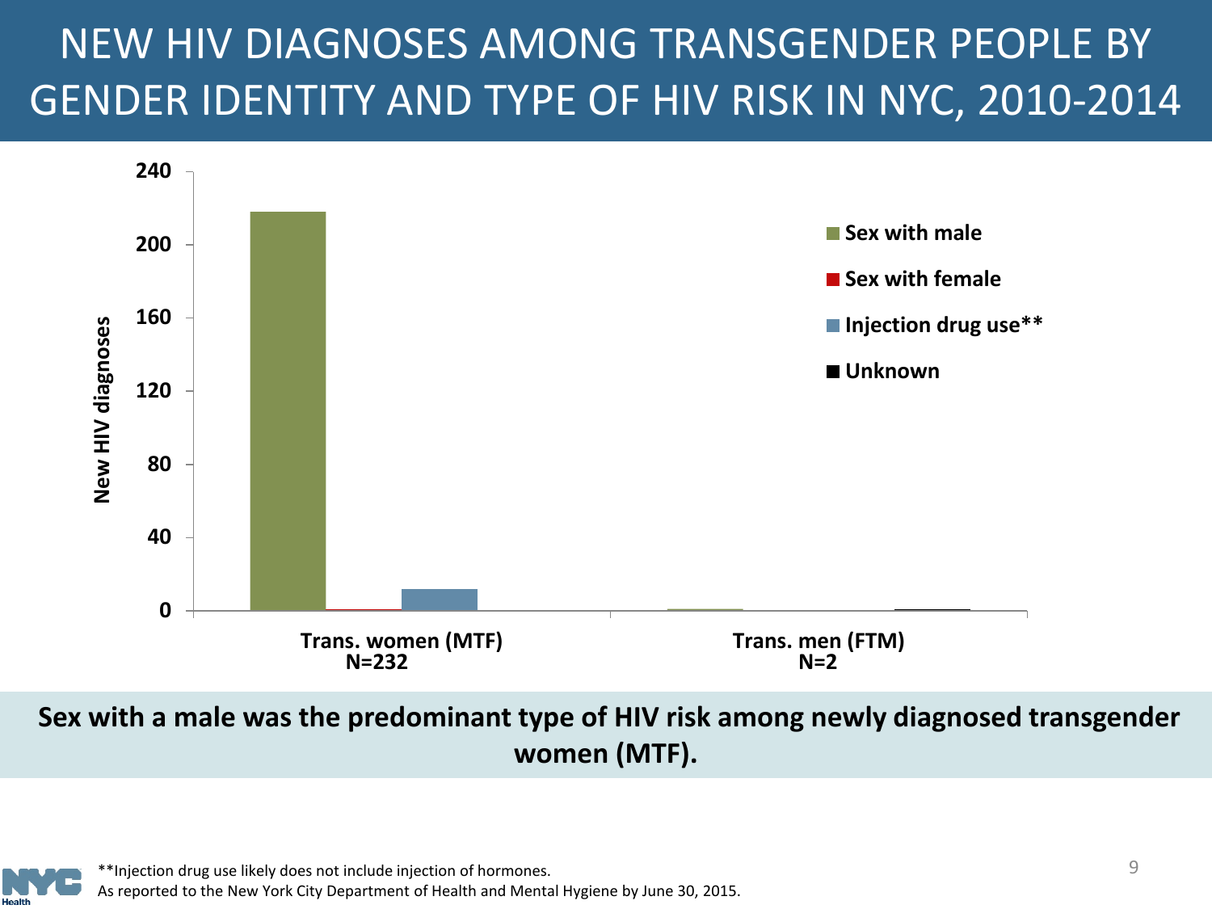# NEW HIV DIAGNOSES AMONG TRANSGENDER PEOPLE BY GENDER IDENTITY AND TYPE OF HIV RISK IN NYC, 2010-2014

New HIV diagnoses

240
200
160
120
80
40
0

- Sex with male
- Sex with female
- Injection drug use**
- Unknown

Trans. women (MTF)
N=232

Trans. men (FTM)
N=2

**Sex with a male was the predominant type of HIV risk among newly diagnosed transgender women (MTF).**

**Injection drug use likely does not include injection of hormones.

As reported to the New York City Department of Health and Mental Hygiene by June 30, 2015.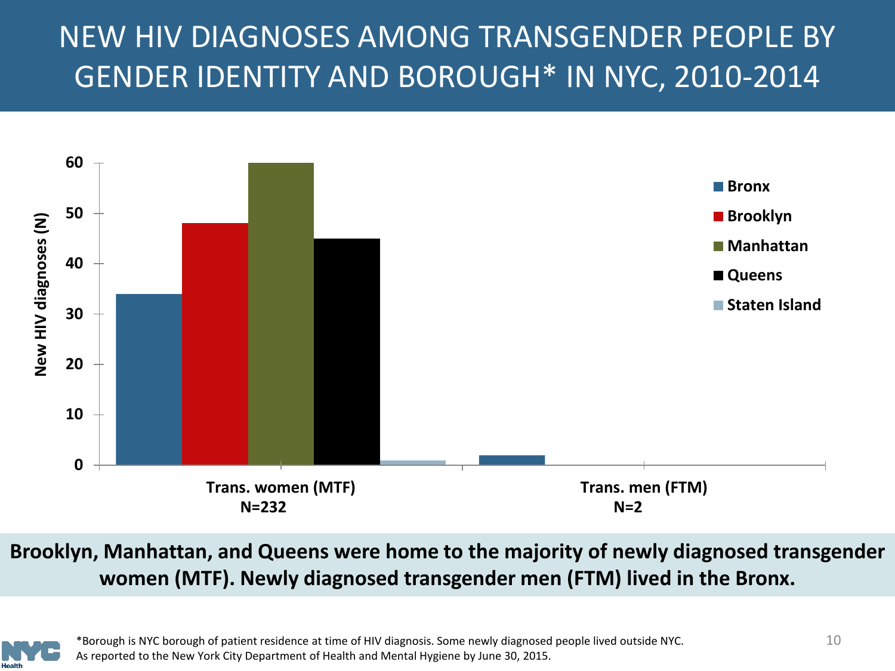# NEW HIV DIAGNOSES AMONG TRANSGENDER PEOPLE BY GENDER IDENTITY AND BOROUGH* IN NYC, 2010-2014

New HIV diagnoses (N)

60
50
40
30
20
10
0

- Bronx
- Brooklyn
- Manhattan
- Queens
- Staten Island

Trans. women (MTF)
N=232

Trans. men (FTM)
N=2

**Brooklyn, Manhattan, and Queens were home to the majority of newly diagnosed transgender women (MTF). Newly diagnosed transgender men (FTM) lived in the Bronx.**

*Borough is NYC borough of patient residence at time of HIV diagnosis. Some newly diagnosed people lived outside NYC.
As reported to the New York City Department of Health and Mental Hygiene by June 30, 2015.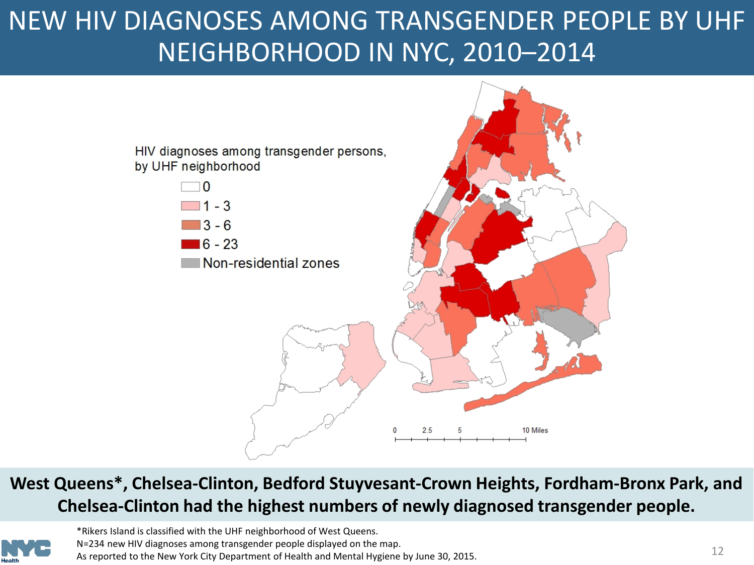# NEW HIV DIAGNOSES AMONG TRANSGENDER PEOPLE BY UHF NEIGHBORHOOD IN NYC, 2010–2014

HIV diagnoses among transgender persons, by UHF neighborhood

- 0
- 1 - 3
- 3 - 6
- 6 - 23
- Non-residential zones

0 2.5 5 10 Miles

**West Queens*, Chelsea-Clinton, Bedford Stuyvesant-Crown Heights, Fordham-Bronx Park, and Chelsea-Clinton had the highest numbers of newly diagnosed transgender people.**

*Rikers Island is classified with the UHF neighborhood of West Queens.
N=234 new HIV diagnoses among transgender people displayed on the map.
As reported to the New York City Department of Health and Mental Hygiene by June 30, 2015.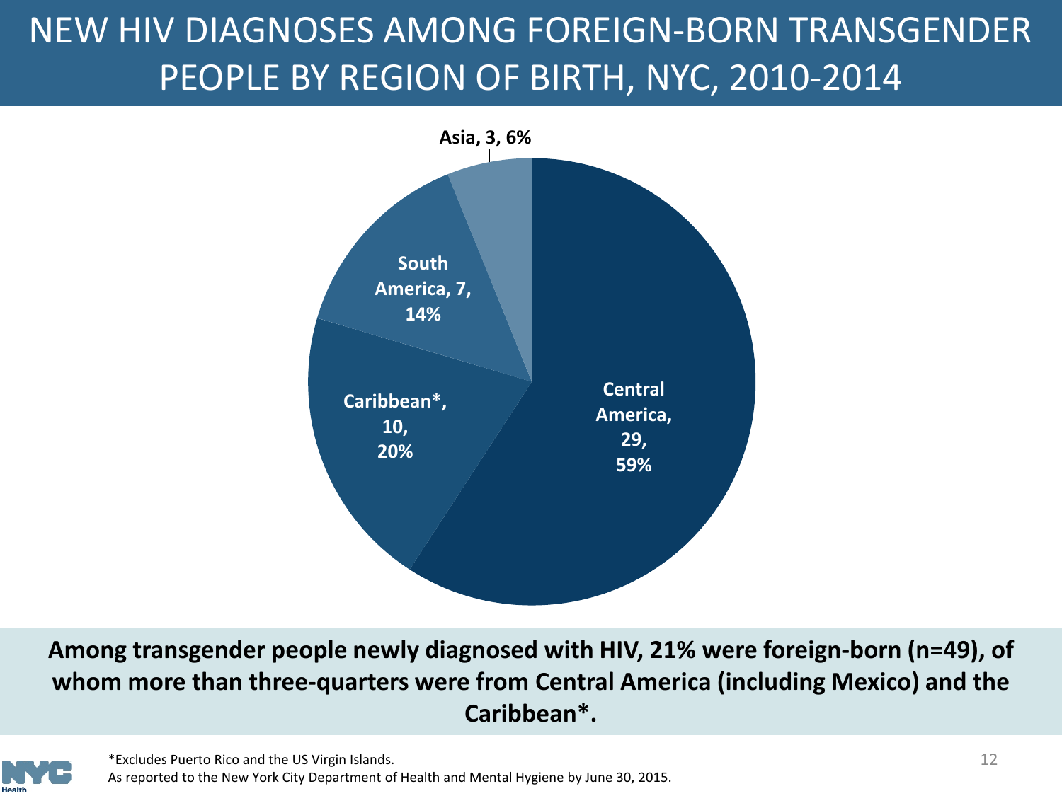# NEW HIV DIAGNOSES AMONG FOREIGN-BORN TRANSGENDER PEOPLE BY REGION OF BIRTH, NYC, 2010-2014

| Region of birth | Number | Percent |
|---|---|---|
| Central America | 29 | 59% |
| Caribbean* | 10 | 20% |
| South America | 7 | 14% |
| Asia | 3 | 6% |

**Among transgender people newly diagnosed with HIV, 21% were foreign-born (n=49), of whom more than three-quarters were from Central America (including Mexico) and the Caribbean*.**

*Excludes Puerto Rico and the US Virgin Islands.

As reported to the New York City Department of Health and Mental Hygiene by June 30, 2015.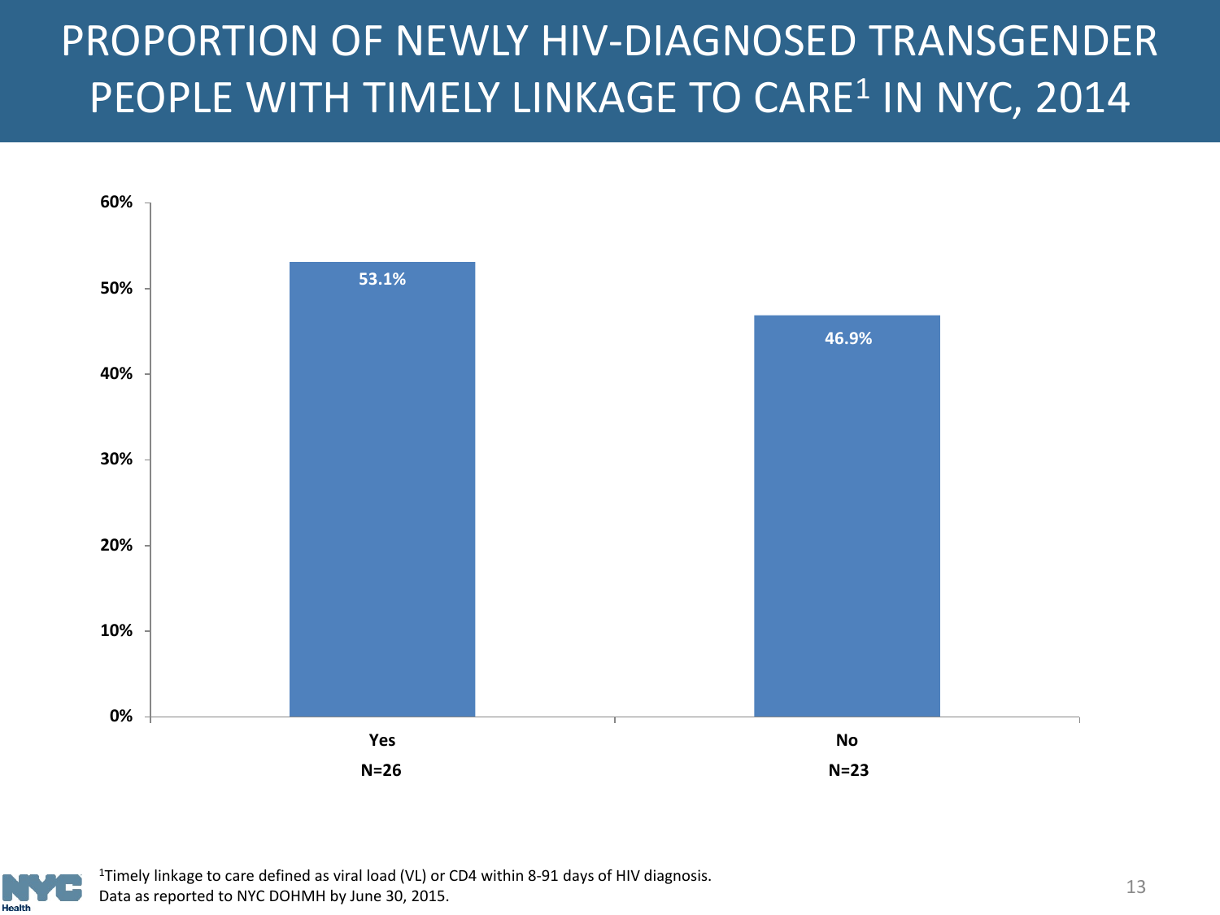# PROPORTION OF NEWLY HIV-DIAGNOSED TRANSGENDER PEOPLE WITH TIMELY LINKAGE TO CARE[1] IN NYC, 2014

| | Yes (N=26) | No (N=23) |
|---|---|---|
| Percent | 53.1% | 46.9% |

[1]Timely linkage to care defined as viral load (VL) or CD4 within 8-91 days of HIV diagnosis.
Data as reported to NYC DOHMH by June 30, 2015.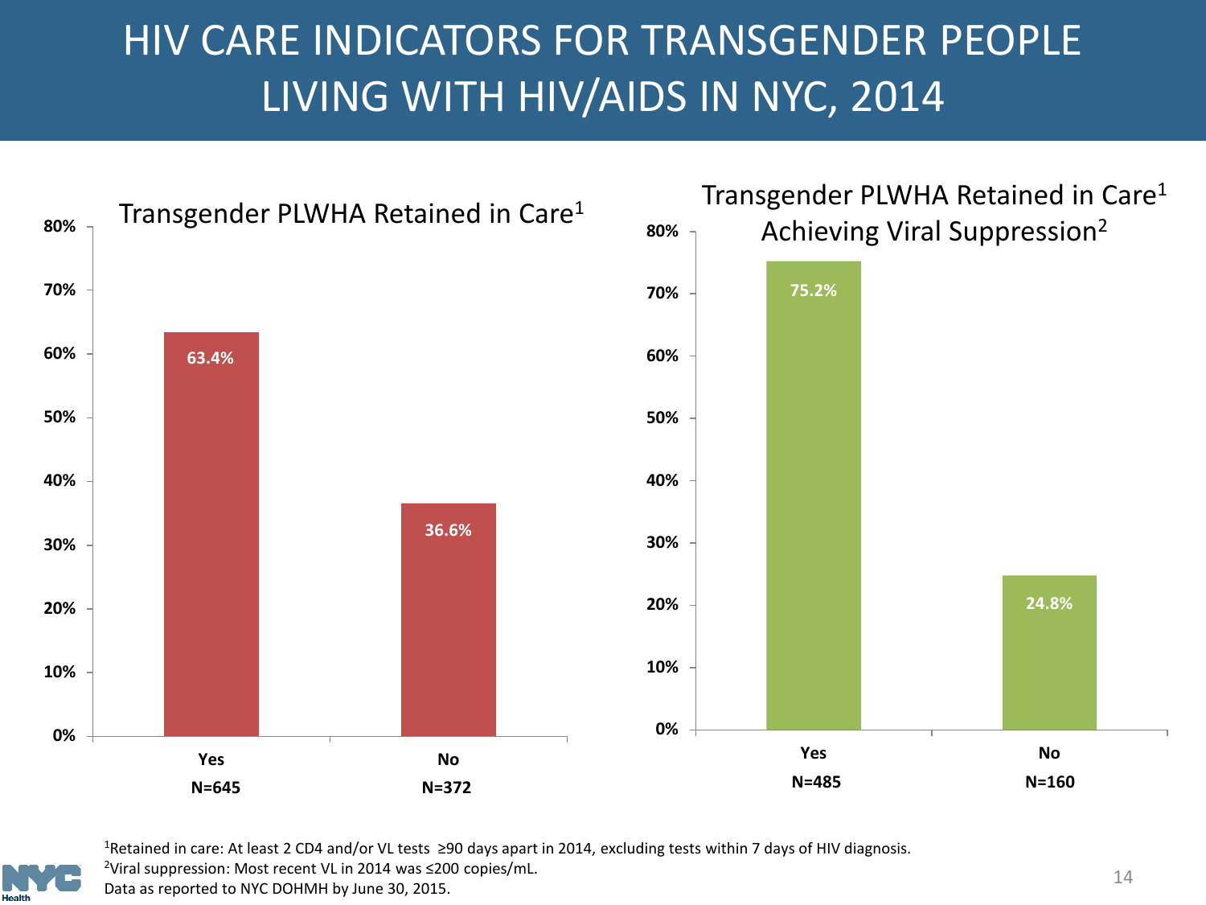# HIV CARE INDICATORS FOR TRANSGENDER PEOPLE LIVING WITH HIV/AIDS IN NYC, 2014

## Transgender PLWHA Retained in Care[1]

| Retained in Care | Percent | N |
|---|---|---|
| Yes | 63.4% | N=645 |
| No | 36.6% | N=372 |

## Transgender PLWHA Retained in Care[1] Achieving Viral Suppression[2]

| Viral Suppression | Percent | N |
|---|---|---|
| Yes | 75.2% | N=485 |
| No | 24.8% | N=160 |

[1]Retained in care: At least 2 CD4 and/or VL tests ≥90 days apart in 2014, excluding tests within 7 days of HIV diagnosis.
[2]Viral suppression: Most recent VL in 2014 was ≤200 copies/mL.
Data as reported to NYC DOHMH by June 30, 2015.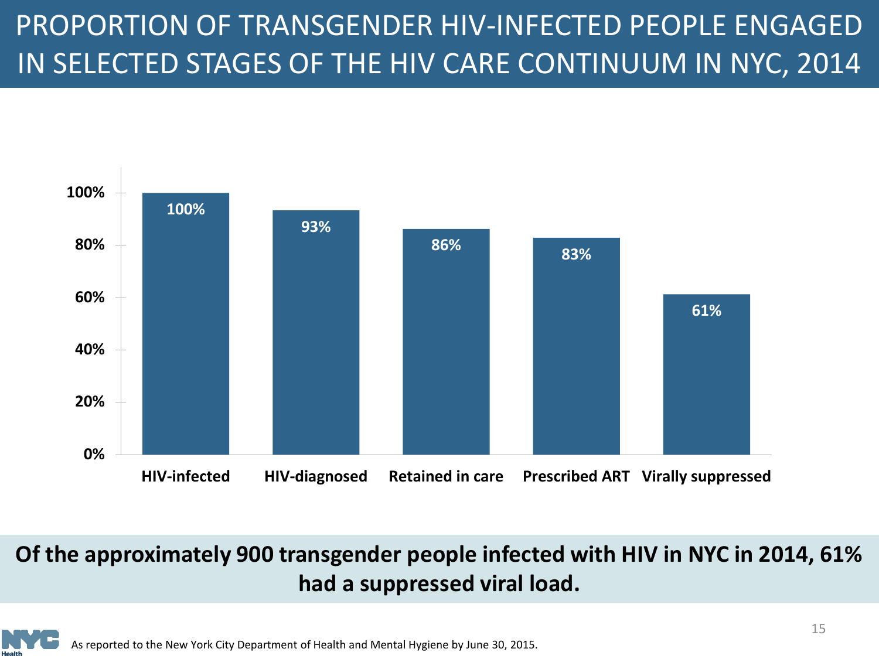# PROPORTION OF TRANSGENDER HIV-INFECTED PEOPLE ENGAGED IN SELECTED STAGES OF THE HIV CARE CONTINUUM IN NYC, 2014

| Stage | Percent |
|---|---|
| HIV-infected | 100% |
| HIV-diagnosed | 93% |
| Retained in care | 86% |
| Prescribed ART | 83% |
| Virally suppressed | 61% |

**Of the approximately 900 transgender people infected with HIV in NYC in 2014, 61% had a suppressed viral load.**

As reported to the New York City Department of Health and Mental Hygiene by June 30, 2015.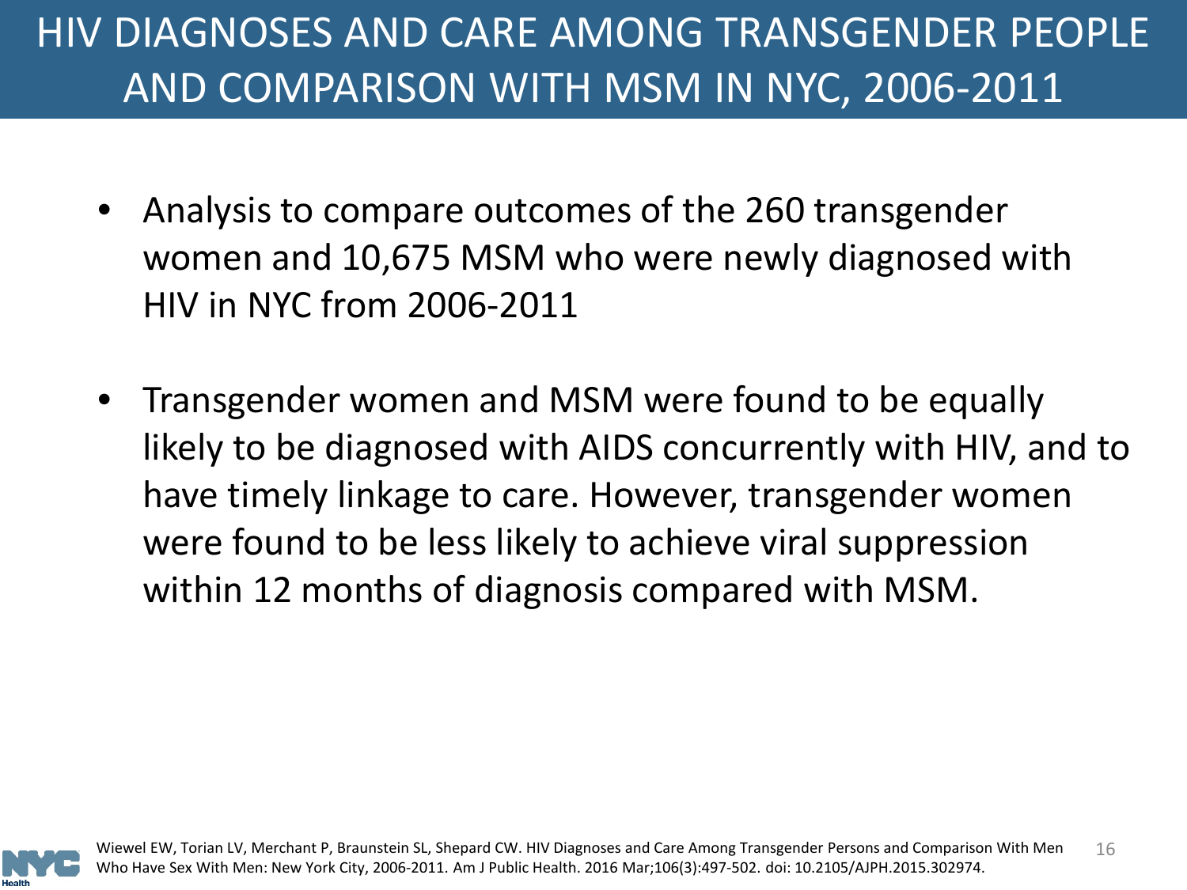# HIV DIAGNOSES AND CARE AMONG TRANSGENDER PEOPLE AND COMPARISON WITH MSM IN NYC, 2006-2011

- Analysis to compare outcomes of the 260 transgender women and 10,675 MSM who were newly diagnosed with HIV in NYC from 2006-2011
- Transgender women and MSM were found to be equally likely to be diagnosed with AIDS concurrently with HIV, and to have timely linkage to care. However, transgender women were found to be less likely to achieve viral suppression within 12 months of diagnosis compared with MSM.

Wiewel EW, Torian LV, Merchant P, Braunstein SL, Shepard CW. HIV Diagnoses and Care Among Transgender Persons and Comparison With Men Who Have Sex With Men: New York City, 2006-2011. Am J Public Health. 2016 Mar;106(3):497-502. doi: 10.2105/AJPH.2015.302974.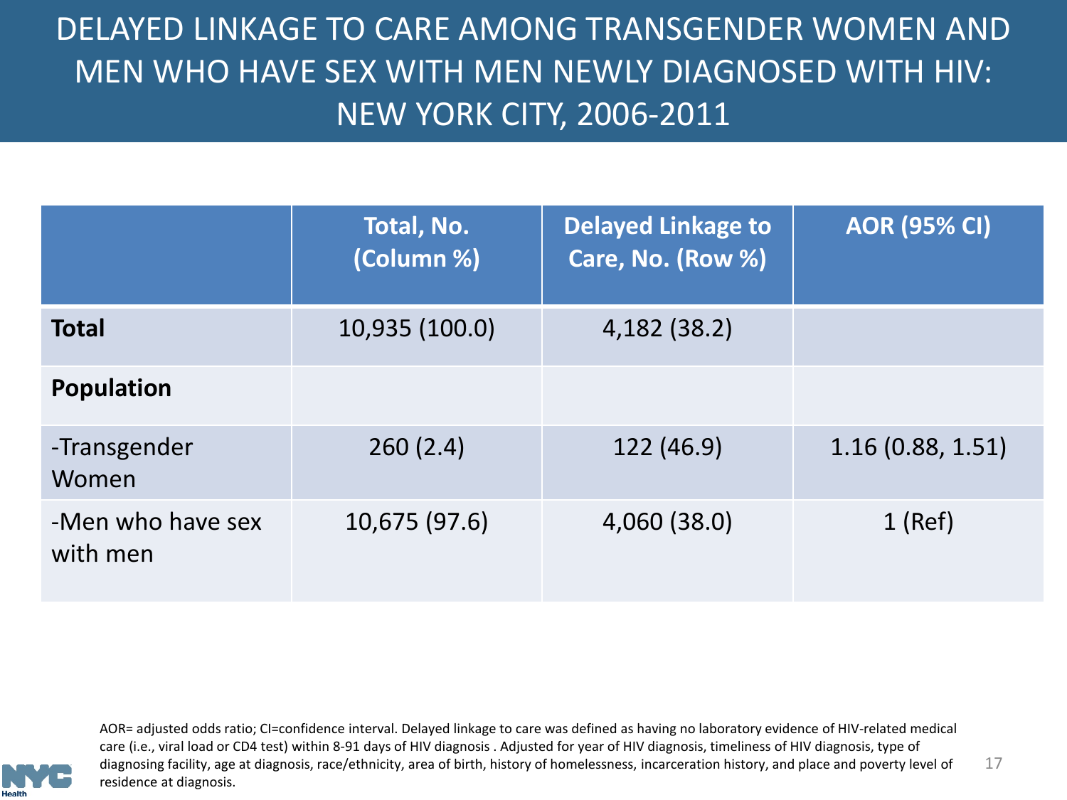# DELAYED LINKAGE TO CARE AMONG TRANSGENDER WOMEN AND MEN WHO HAVE SEX WITH MEN NEWLY DIAGNOSED WITH HIV: NEW YORK CITY, 2006-2011

| | Total, No. (Column %) | Delayed Linkage to Care, No. (Row %) | AOR (95% CI) |
|---|---|---|---|
| **Total** | 10,935 (100.0) | 4,182 (38.2) | |
| **Population** | | | |
| -Transgender Women | 260 (2.4) | 122 (46.9) | 1.16 (0.88, 1.51) |
| -Men who have sex with men | 10,675 (97.6) | 4,060 (38.0) | 1 (Ref) |

AOR= adjusted odds ratio; CI=confidence interval. Delayed linkage to care was defined as having no laboratory evidence of HIV-related medical care (i.e., viral load or CD4 test) within 8-91 days of HIV diagnosis . Adjusted for year of HIV diagnosis, timeliness of HIV diagnosis, type of diagnosing facility, age at diagnosis, race/ethnicity, area of birth, history of homelessness, incarceration history, and place and poverty level of residence at diagnosis.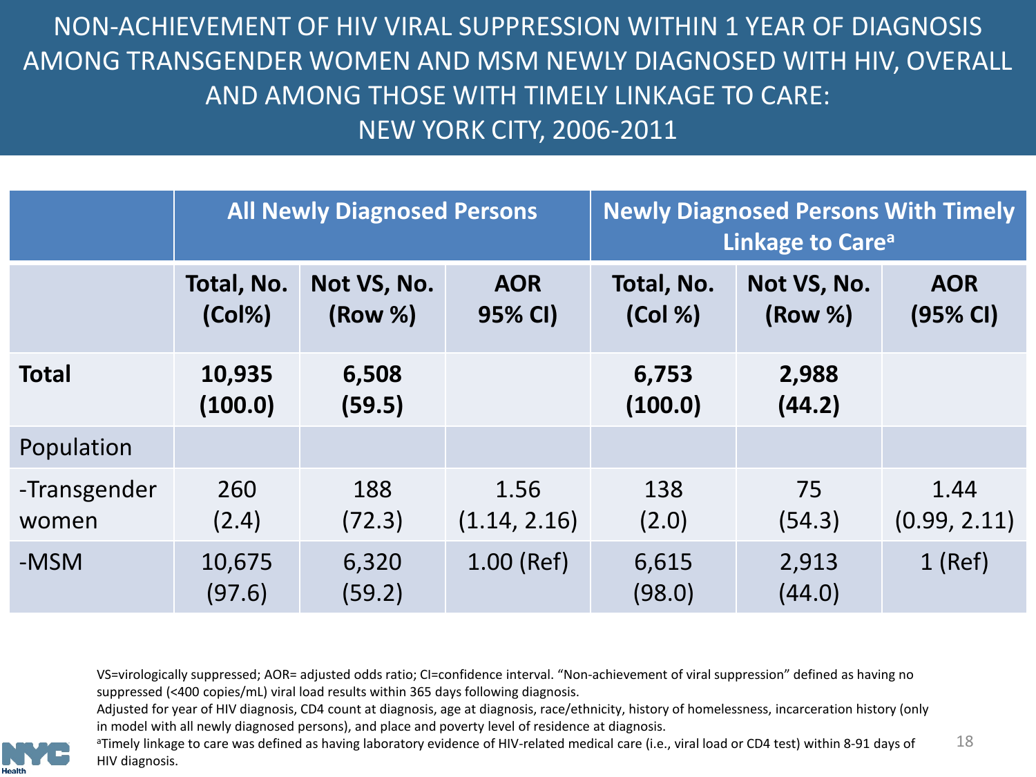# NON-ACHIEVEMENT OF HIV VIRAL SUPPRESSION WITHIN 1 YEAR OF DIAGNOSIS AMONG TRANSGENDER WOMEN AND MSM NEWLY DIAGNOSED WITH HIV, OVERALL AND AMONG THOSE WITH TIMELY LINKAGE TO CARE: NEW YORK CITY, 2006-2011

| | All Newly Diagnosed Persons | | | Newly Diagnosed Persons With Timely Linkage to Care[a] | | |
|---|---|---|---|---|---|---|
| | Total, No. (Col%) | Not VS, No. (Row %) | AOR 95% CI) | Total, No. (Col %) | Not VS, No. (Row %) | AOR (95% CI) |
| **Total** | **10,935 (100.0)** | **6,508 (59.5)** | | **6,753 (100.0)** | **2,988 (44.2)** | |
| Population | | | | | | |
| -Transgender women | 260 (2.4) | 188 (72.3) | 1.56 (1.14, 2.16) | 138 (2.0) | 75 (54.3) | 1.44 (0.99, 2.11) |
| -MSM | 10,675 (97.6) | 6,320 (59.2) | 1.00 (Ref) | 6,615 (98.0) | 2,913 (44.0) | 1 (Ref) |

VS=virologically suppressed; AOR= adjusted odds ratio; CI=confidence interval. "Non-achievement of viral suppression" defined as having no suppressed (<400 copies/mL) viral load results within 365 days following diagnosis.

Adjusted for year of HIV diagnosis, CD4 count at diagnosis, age at diagnosis, race/ethnicity, history of homelessness, incarceration history (only in model with all newly diagnosed persons), and place and poverty level of residence at diagnosis.

[a]Timely linkage to care was defined as having laboratory evidence of HIV-related medical care (i.e., viral load or CD4 test) within 8-91 days of HIV diagnosis.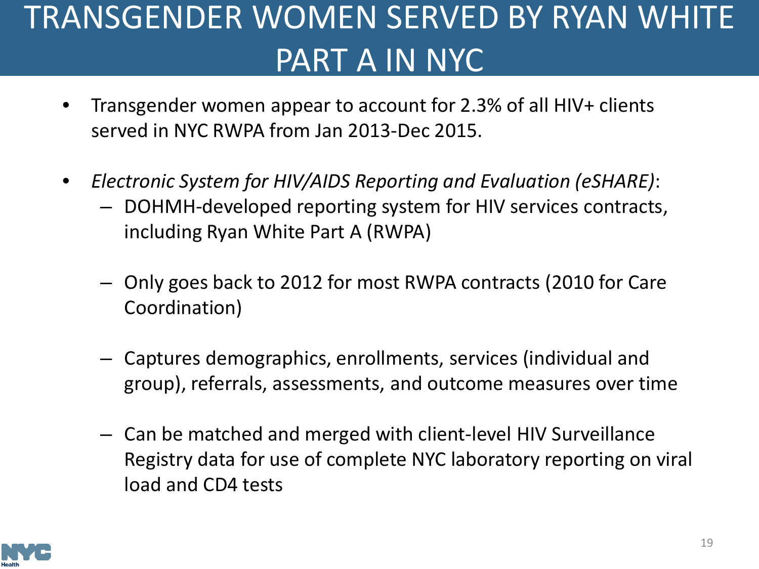# TRANSGENDER WOMEN SERVED BY RYAN WHITE PART A IN NYC

- Transgender women appear to account for 2.3% of all HIV+ clients served in NYC RWPA from Jan 2013-Dec 2015.
- *Electronic System for HIV/AIDS Reporting and Evaluation (eSHARE)*:
  - DOHMH-developed reporting system for HIV services contracts, including Ryan White Part A (RWPA)
  - Only goes back to 2012 for most RWPA contracts (2010 for Care Coordination)
  - Captures demographics, enrollments, services (individual and group), referrals, assessments, and outcome measures over time
  - Can be matched and merged with client-level HIV Surveillance Registry data for use of complete NYC laboratory reporting on viral load and CD4 tests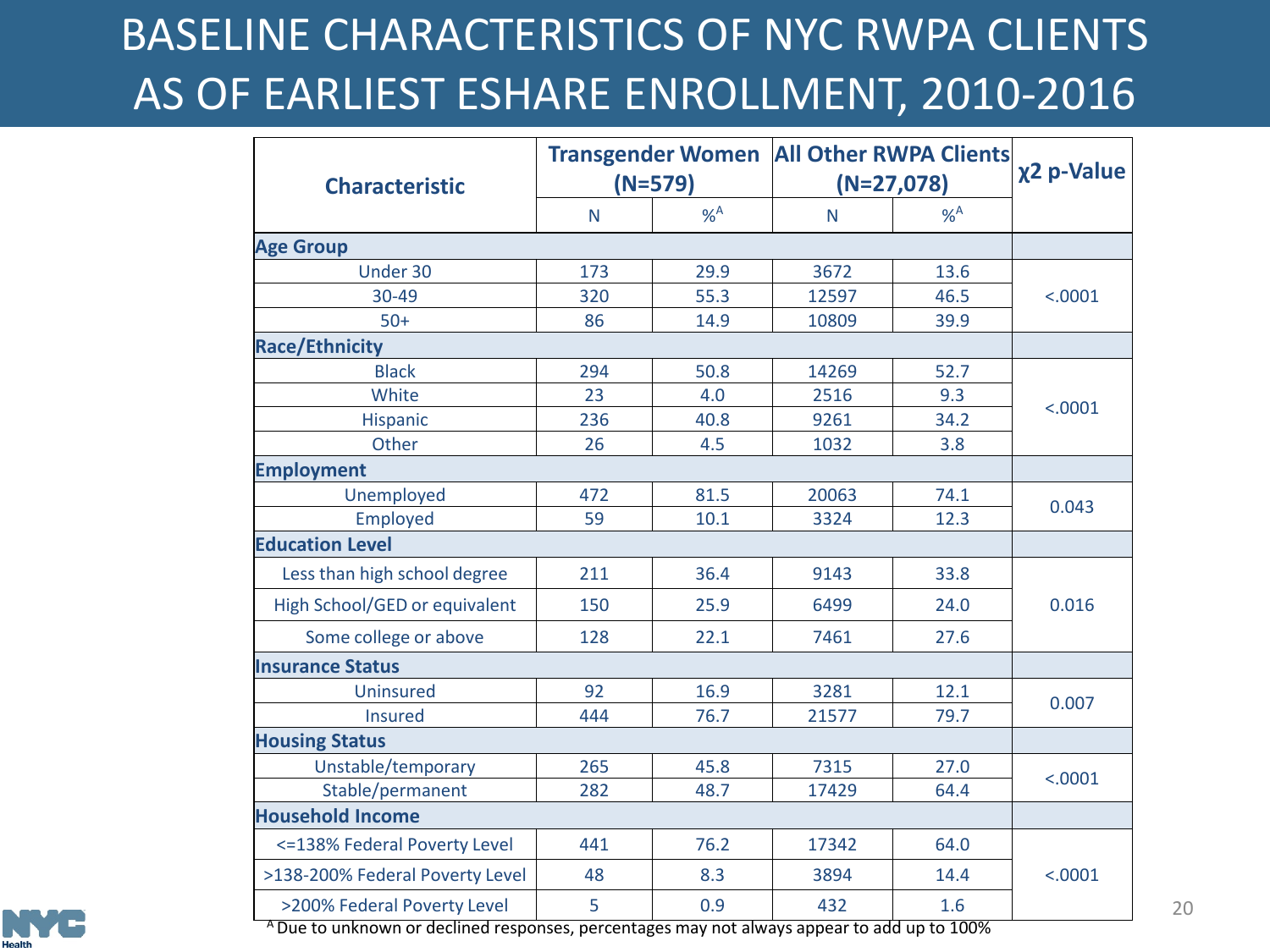# BASELINE CHARACTERISTICS OF NYC RWPA CLIENTS AS OF EARLIEST ESHARE ENROLLMENT, 2010-2016

| Characteristic | Transgender Women (N=579) | | All Other RWPA Clients (N=27,078) | | χ2 p-Value |
|---|---|---|---|---|---|
| | N | %[A] | N | %[A] | |
| **Age Group** | | | | | |
| Under 30 | 173 | 29.9 | 3672 | 13.6 | <.0001 |
| 30-49 | 320 | 55.3 | 12597 | 46.5 | |
| 50+ | 86 | 14.9 | 10809 | 39.9 | |
| **Race/Ethnicity** | | | | | |
| Black | 294 | 50.8 | 14269 | 52.7 | <.0001 |
| White | 23 | 4.0 | 2516 | 9.3 | |
| Hispanic | 236 | 40.8 | 9261 | 34.2 | |
| Other | 26 | 4.5 | 1032 | 3.8 | |
| **Employment** | | | | | |
| Unemployed | 472 | 81.5 | 20063 | 74.1 | 0.043 |
| Employed | 59 | 10.1 | 3324 | 12.3 | |
| **Education Level** | | | | | |
| Less than high school degree | 211 | 36.4 | 9143 | 33.8 | 0.016 |
| High School/GED or equivalent | 150 | 25.9 | 6499 | 24.0 | |
| Some college or above | 128 | 22.1 | 7461 | 27.6 | |
| **Insurance Status** | | | | | |
| Uninsured | 92 | 16.9 | 3281 | 12.1 | 0.007 |
| Insured | 444 | 76.7 | 21577 | 79.7 | |
| **Housing Status** | | | | | |
| Unstable/temporary | 265 | 45.8 | 7315 | 27.0 | <.0001 |
| Stable/permanent | 282 | 48.7 | 17429 | 64.4 | |
| **Household Income** | | | | | |
| <=138% Federal Poverty Level | 441 | 76.2 | 17342 | 64.0 | <.0001 |
| >138-200% Federal Poverty Level | 48 | 8.3 | 3894 | 14.4 | |
| >200% Federal Poverty Level | 5 | 0.9 | 432 | 1.6 | |

[A] Due to unknown or declined responses, percentages may not always appear to add up to 100%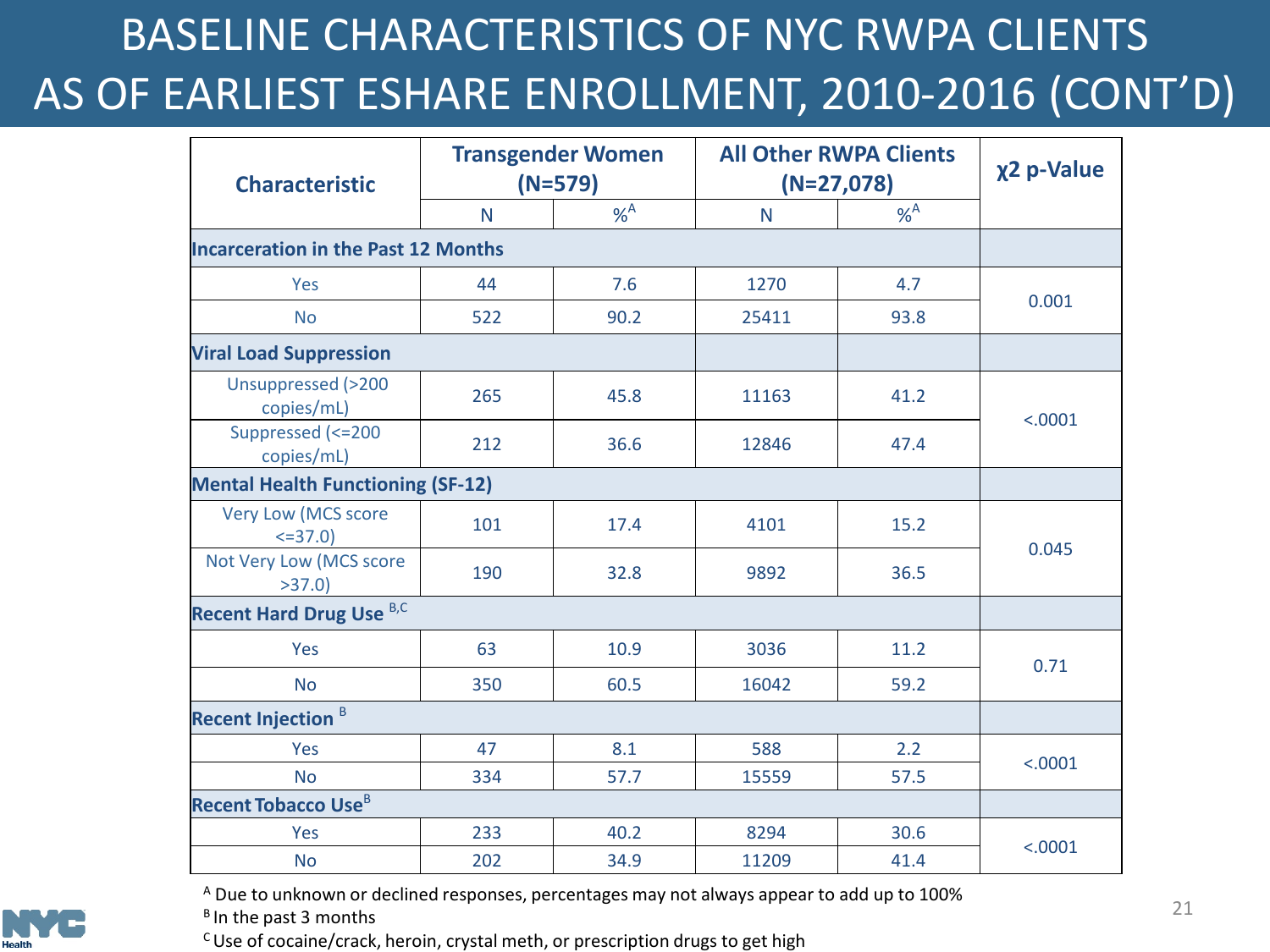# BASELINE CHARACTERISTICS OF NYC RWPA CLIENTS AS OF EARLIEST ESHARE ENROLLMENT, 2010-2016 (CONT'D)

| Characteristic | Transgender Women (N=579) | | All Other RWPA Clients (N=27,078) | | χ2 p-Value |
|---|---|---|---|---|---|
| | N | %[A] | N | %[A] | |
| **Incarceration in the Past 12 Months** | | | | | |
| Yes | 44 | 7.6 | 1270 | 4.7 | 0.001 |
| No | 522 | 90.2 | 25411 | 93.8 | |
| **Viral Load Suppression** | | | | | |
| Unsuppressed (>200 copies/mL) | 265 | 45.8 | 11163 | 41.2 | <.0001 |
| Suppressed (<=200 copies/mL) | 212 | 36.6 | 12846 | 47.4 | |
| **Mental Health Functioning (SF-12)** | | | | | |
| Very Low (MCS score <=37.0) | 101 | 17.4 | 4101 | 15.2 | 0.045 |
| Not Very Low (MCS score >37.0) | 190 | 32.8 | 9892 | 36.5 | |
| **Recent Hard Drug Use [B,C]** | | | | | |
| Yes | 63 | 10.9 | 3036 | 11.2 | 0.71 |
| No | 350 | 60.5 | 16042 | 59.2 | |
| **Recent Injection [B]** | | | | | |
| Yes | 47 | 8.1 | 588 | 2.2 | <.0001 |
| No | 334 | 57.7 | 15559 | 57.5 | |
| **Recent Tobacco Use[B]** | | | | | |
| Yes | 233 | 40.2 | 8294 | 30.6 | <.0001 |
| No | 202 | 34.9 | 11209 | 41.4 | |

[A] Due to unknown or declined responses, percentages may not always appear to add up to 100%
[B] In the past 3 months
[C] Use of cocaine/crack, heroin, crystal meth, or prescription drugs to get high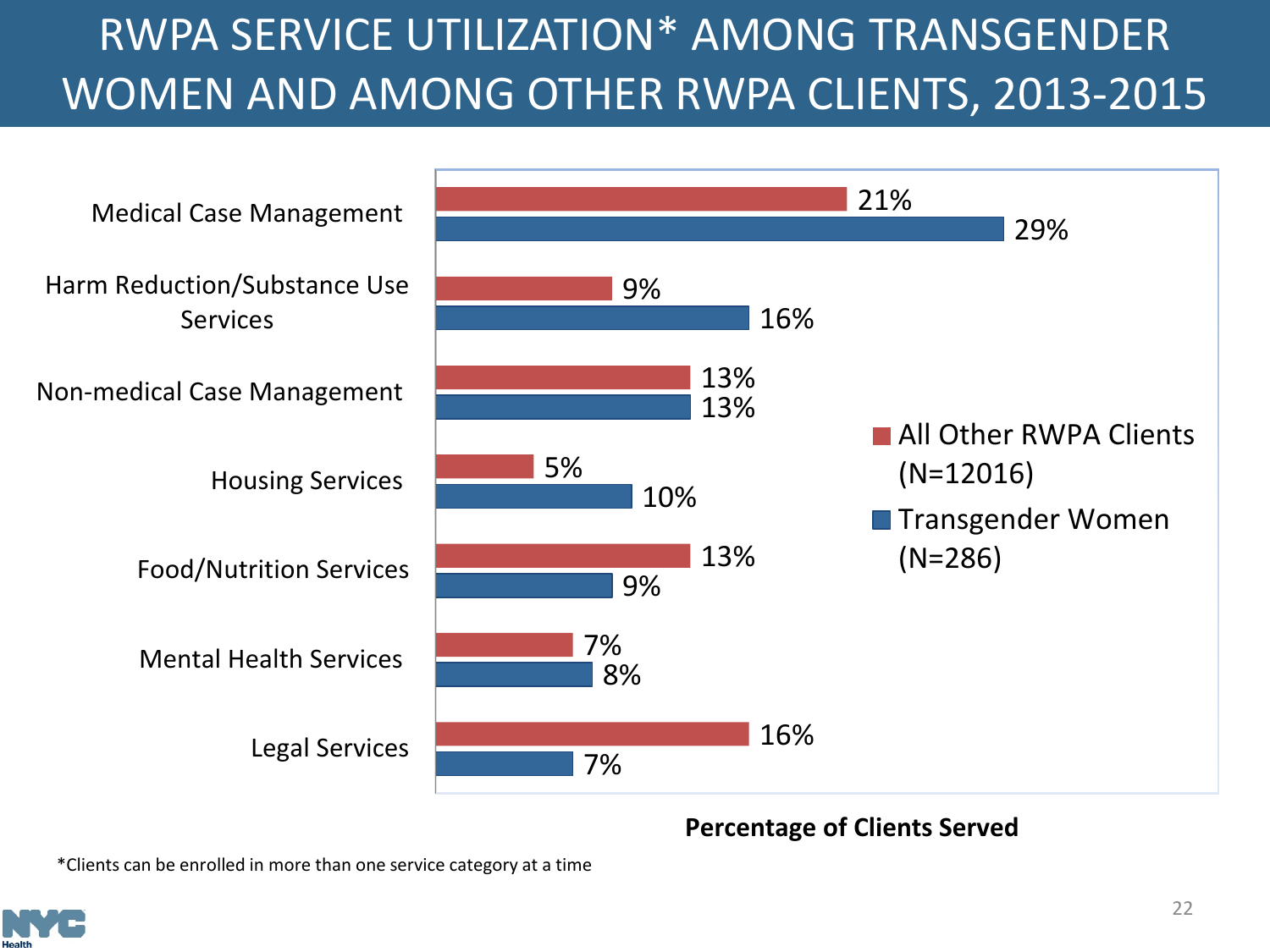# RWPA SERVICE UTILIZATION* AMONG TRANSGENDER WOMEN AND AMONG OTHER RWPA CLIENTS, 2013-2015

| Service | All Other RWPA Clients (N=12016) | Transgender Women (N=286) |
|---|---|---|
| Medical Case Management | 21% | 29% |
| Harm Reduction/Substance Use Services | 9% | 16% |
| Non-medical Case Management | 13% | 13% |
| Housing Services | 5% | 10% |
| Food/Nutrition Services | 13% | 9% |
| Mental Health Services | 7% | 8% |
| Legal Services | 16% | 7% |

**Percentage of Clients Served**

*Clients can be enrolled in more than one service category at a time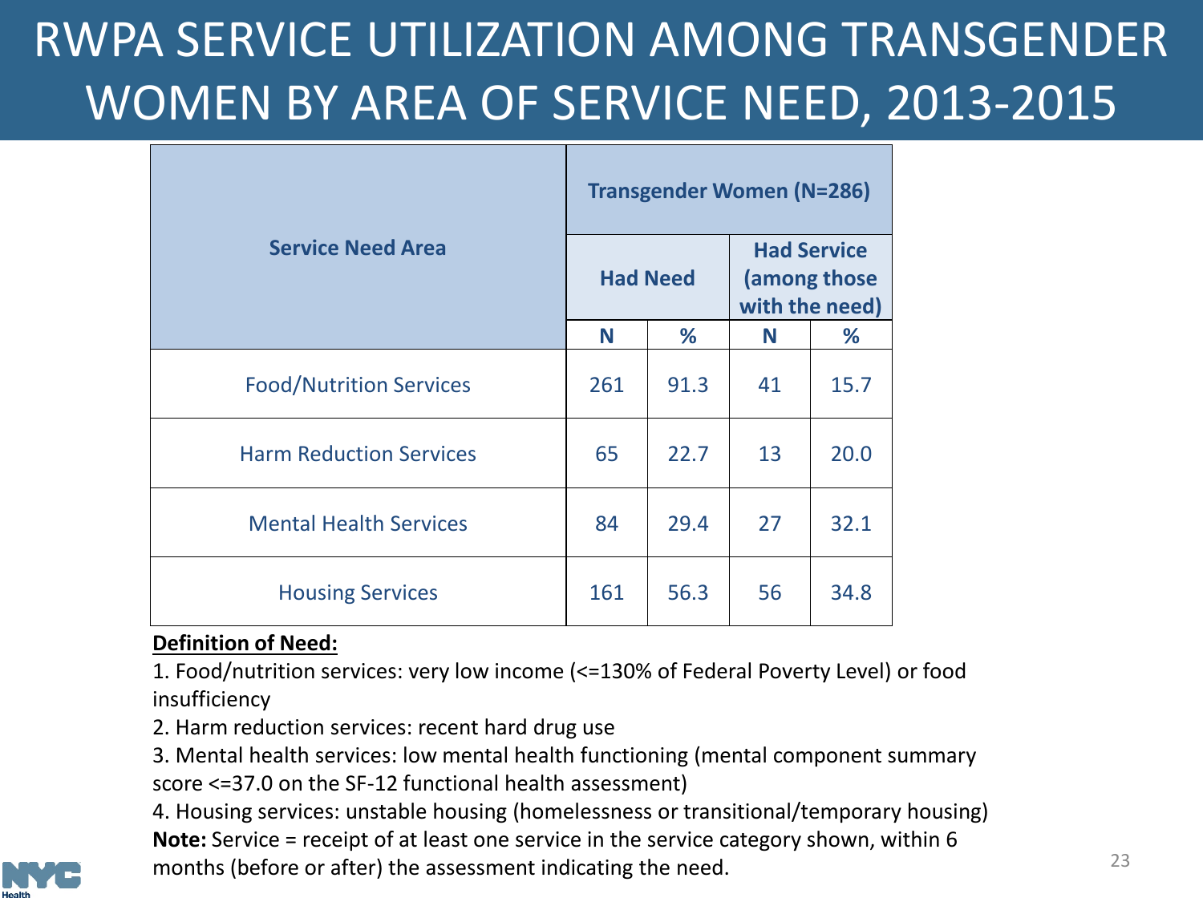# RWPA SERVICE UTILIZATION AMONG TRANSGENDER WOMEN BY AREA OF SERVICE NEED, 2013-2015

| Service Need Area | Transgender Women (N=286) | | | |
|---|---|---|---|---|
| | Had Need | | Had Service (among those with the need) | |
| | N | % | N | % |
| Food/Nutrition Services | 261 | 91.3 | 41 | 15.7 |
| Harm Reduction Services | 65 | 22.7 | 13 | 20.0 |
| Mental Health Services | 84 | 29.4 | 27 | 32.1 |
| Housing Services | 161 | 56.3 | 56 | 34.8 |

**Definition of Need:**

1. Food/nutrition services: very low income (<=130% of Federal Poverty Level) or food insufficiency
2. Harm reduction services: recent hard drug use
3. Mental health services: low mental health functioning (mental component summary score <=37.0 on the SF-12 functional health assessment)
4. Housing services: unstable housing (homelessness or transitional/temporary housing)

**Note:** Service = receipt of at least one service in the service category shown, within 6 months (before or after) the assessment indicating the need.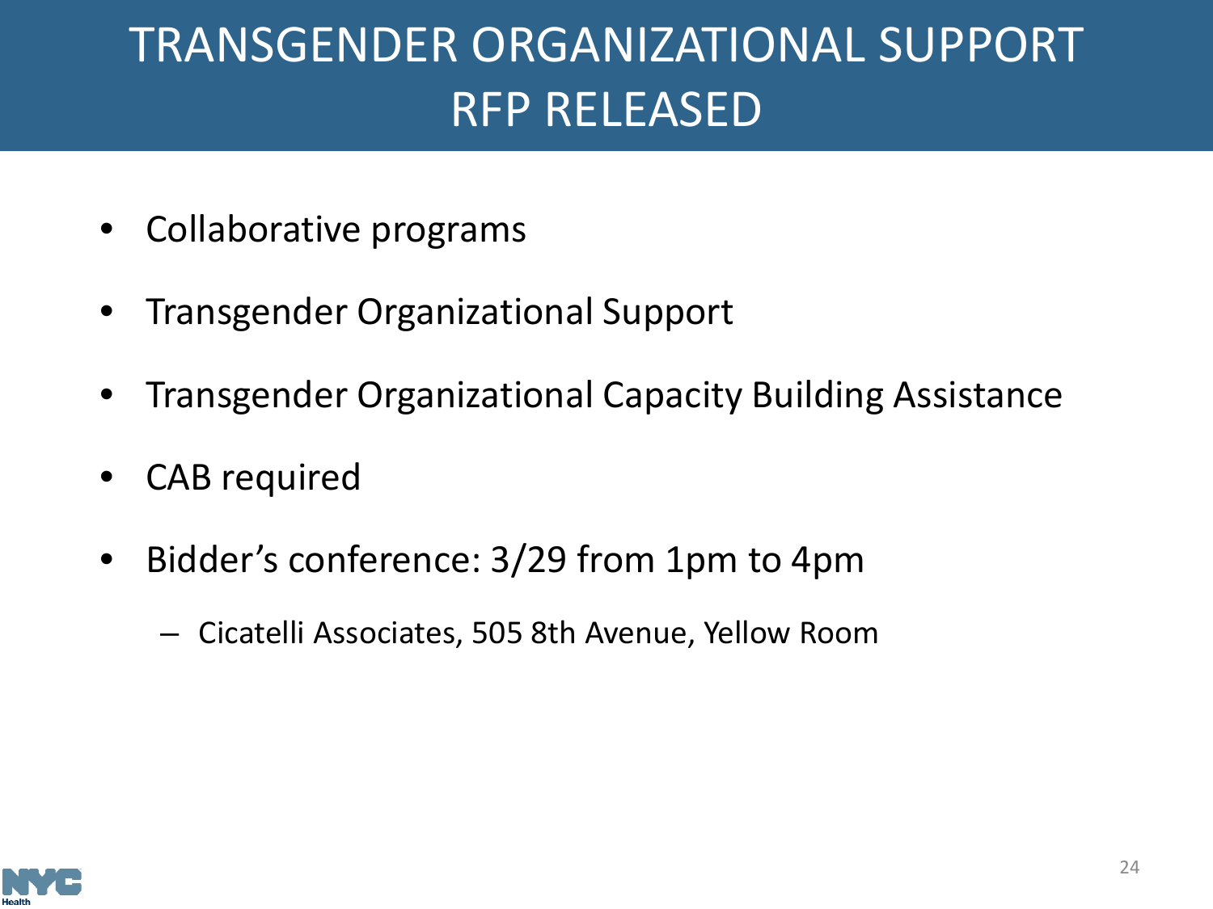# TRANSGENDER ORGANIZATIONAL SUPPORT RFP RELEASED

- Collaborative programs
- Transgender Organizational Support
- Transgender Organizational Capacity Building Assistance
- CAB required
- Bidder's conference: 3/29 from 1pm to 4pm
  - Cicatelli Associates, 505 8th Avenue, Yellow Room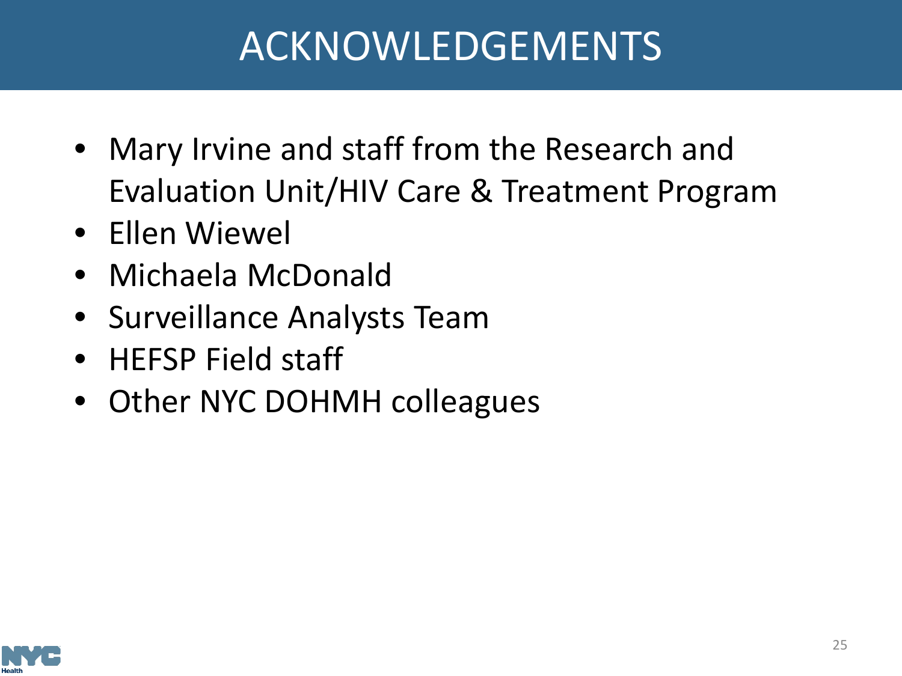# ACKNOWLEDGEMENTS

- Mary Irvine and staff from the Research and Evaluation Unit/HIV Care & Treatment Program
- Ellen Wiewel
- Michaela McDonald
- Surveillance Analysts Team
- HEFSP Field staff
- Other NYC DOHMH colleagues